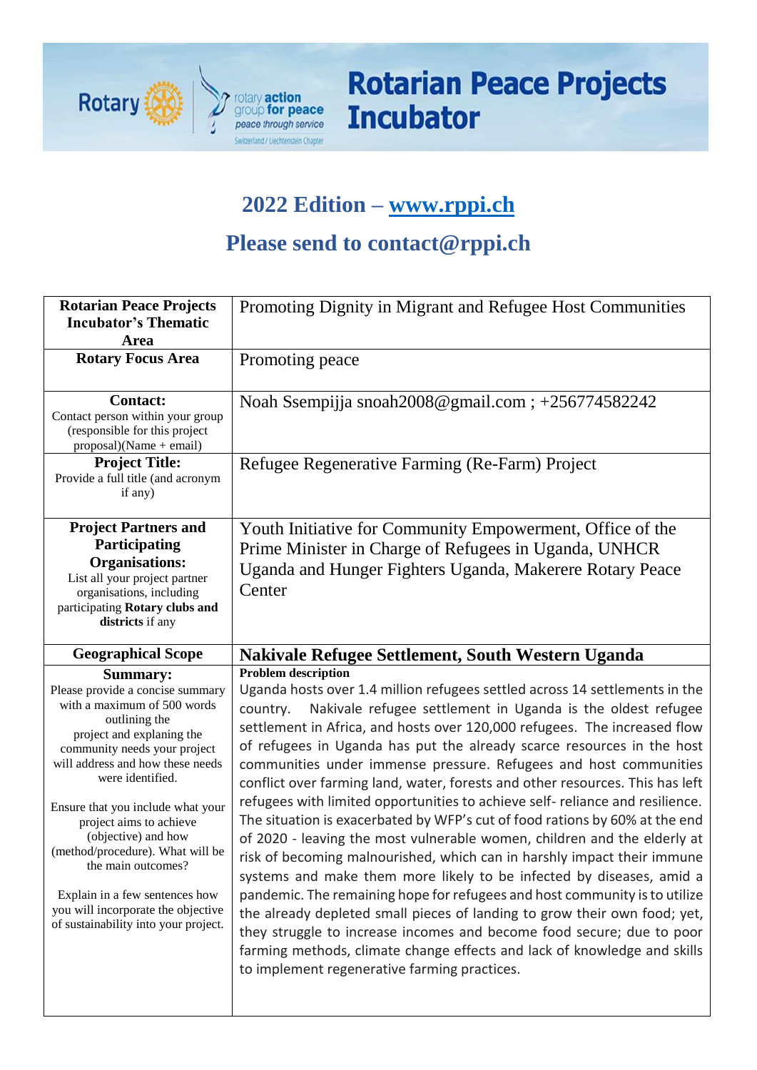# Rotarian Peace Projects Incubator

Rotary | rotary action group for peace – peace through service – Switzerland / Liechtenstein Chapter

## 2022 Edition – www.rppi.ch

## Please send to contact@rppi.ch

| | |
|---|---|
| **Rotarian Peace Projects Incubator's Thematic Area** | Promoting Dignity in Migrant and Refugee Host Communities |
| **Rotary Focus Area** | Promoting peace |
| **Contact:** Contact person within your group (responsible for this project proposal)(Name + email) | Noah Ssempijja snoah2008@gmail.com ; +256774582242 |
| **Project Title:** Provide a full title (and acronym if any) | Refugee Regenerative Farming (Re-Farm) Project |
| **Project Partners and Participating Organisations:** List all your project partner organisations, including participating **Rotary clubs and districts** if any | Youth Initiative for Community Empowerment, Office of the Prime Minister in Charge of Refugees in Uganda, UNHCR Uganda and Hunger Fighters Uganda, Makerere Rotary Peace Center |
| **Geographical Scope** | **Nakivale Refugee Settlement, South Western Uganda** |
| **Summary:** Please provide a concise summary with a maximum of 500 words outlining the project and explaining the community needs your project will address and how these needs were identified. Ensure that you include what your project aims to achieve (objective) and how (method/procedure). What will be the main outcomes? Explain in a few sentences how you will incorporate the objective of sustainability into your project. | **Problem description** Uganda hosts over 1.4 million refugees settled across 14 settlements in the country. Nakivale refugee settlement in Uganda is the oldest refugee settlement in Africa, and hosts over 120,000 refugees. The increased flow of refugees in Uganda has put the already scarce resources in the host communities under immense pressure. Refugees and host communities conflict over farming land, water, forests and other resources. This has left refugees with limited opportunities to achieve self- reliance and resilience. The situation is exacerbated by WFP's cut of food rations by 60% at the end of 2020 - leaving the most vulnerable women, children and the elderly at risk of becoming malnourished, which can in harshly impact their immune systems and make them more likely to be infected by diseases, amid a pandemic. The remaining hope for refugees and host community is to utilize the already depleted small pieces of landing to grow their own food; yet, they struggle to increase incomes and become food secure; due to poor farming methods, climate change effects and lack of knowledge and skills to implement regenerative farming practices. |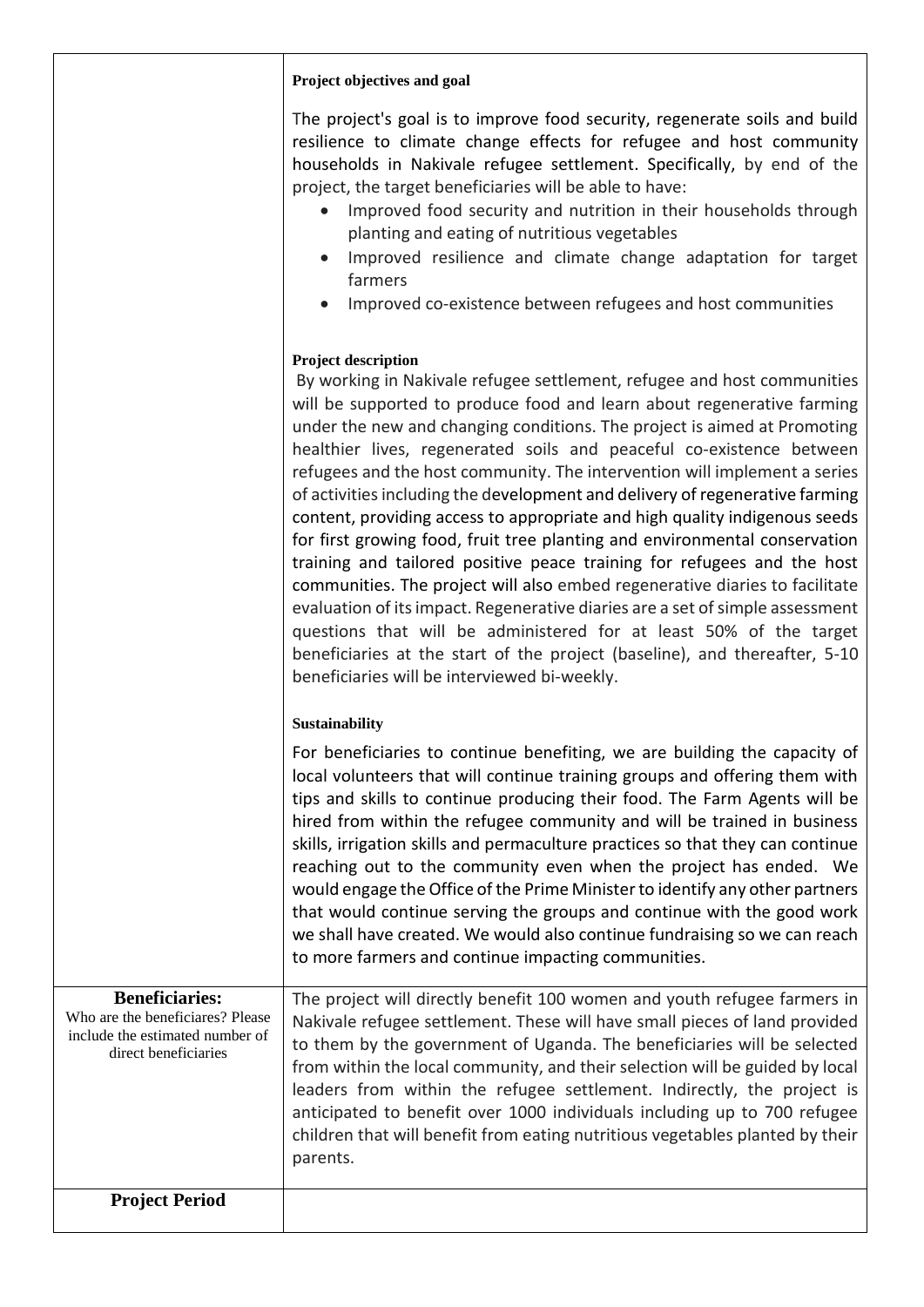| | |
|---|---|
| | **Project objectives and goal**<br><br>The project's goal is to improve food security, regenerate soils and build resilience to climate change effects for refugee and host community households in Nakivale refugee settlement. Specifically, by end of the project, the target beneficiaries will be able to have:<br>• Improved food security and nutrition in their households through planting and eating of nutritious vegetables<br>• Improved resilience and climate change adaptation for target farmers<br>• Improved co-existence between refugees and host communities<br><br>**Project description**<br>By working in Nakivale refugee settlement, refugee and host communities will be supported to produce food and learn about regenerative farming under the new and changing conditions. The project is aimed at Promoting healthier lives, regenerated soils and peaceful co-existence between refugees and the host community. The intervention will implement a series of activities including the development and delivery of regenerative farming content, providing access to appropriate and high quality indigenous seeds for first growing food, fruit tree planting and environmental conservation training and tailored positive peace training for refugees and the host communities. The project will also embed regenerative diaries to facilitate evaluation of its impact. Regenerative diaries are a set of simple assessment questions that will be administered for at least 50% of the target beneficiaries at the start of the project (baseline), and thereafter, 5-10 beneficiaries will be interviewed bi-weekly.<br><br>**Sustainability**<br><br>For beneficiaries to continue benefiting, we are building the capacity of local volunteers that will continue training groups and offering them with tips and skills to continue producing their food. The Farm Agents will be hired from within the refugee community and will be trained in business skills, irrigation skills and permaculture practices so that they can continue reaching out to the community even when the project has ended. We would engage the Office of the Prime Minister to identify any other partners that would continue serving the groups and continue with the good work we shall have created. We would also continue fundraising so we can reach to more farmers and continue impacting communities. |
| **Beneficiaries:**<br>Who are the beneficiares? Please include the estimated number of direct beneficiaries | The project will directly benefit 100 women and youth refugee farmers in Nakivale refugee settlement. These will have small pieces of land provided to them by the government of Uganda. The beneficiaries will be selected from within the local community, and their selection will be guided by local leaders from within the refugee settlement. Indirectly, the project is anticipated to benefit over 1000 individuals including up to 700 refugee children that will benefit from eating nutritious vegetables planted by their parents. |
| **Project Period** | |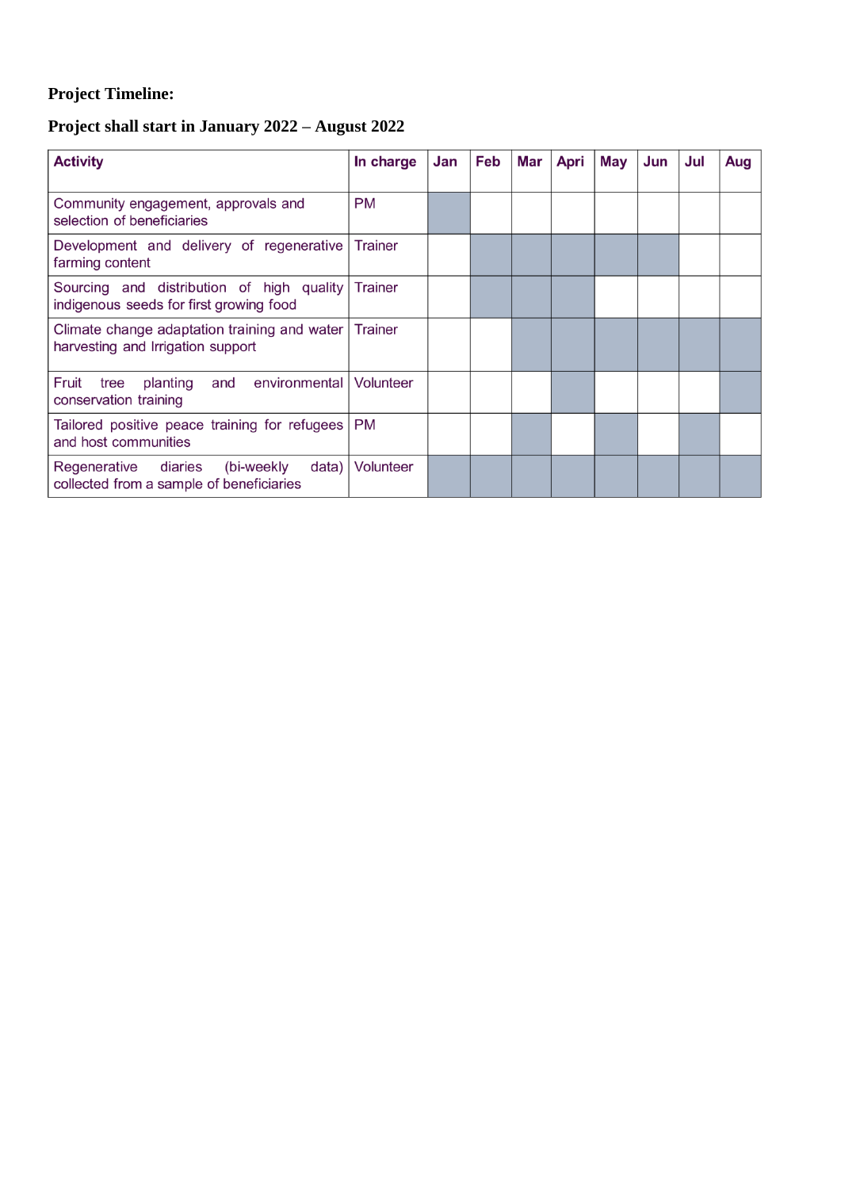**Project Timeline:**

**Project shall start in January 2022 – August 2022**

| Activity | In charge | Jan | Feb | Mar | Apri | May | Jun | Jul | Aug |
|---|---|---|---|---|---|---|---|---|---|
| Community engagement, approvals and selection of beneficiaries | PM | X | | | | | | | |
| Development and delivery of regenerative farming content | Trainer | | X | X | X | X | X | | |
| Sourcing and distribution of high quality indigenous seeds for first growing food | Trainer | | X | X | X | | | | |
| Climate change adaptation training and water harvesting and Irrigation support | Trainer | | | X | X | X | X | X | X |
| Fruit tree planting and environmental conservation training | Volunteer | | | | X | | | | X |
| Tailored positive peace training for refugees and host communities | PM | | | X | | X | | X | |
| Regenerative diaries (bi-weekly data) collected from a sample of beneficiaries | Volunteer | X | X | X | X | X | X | X | X |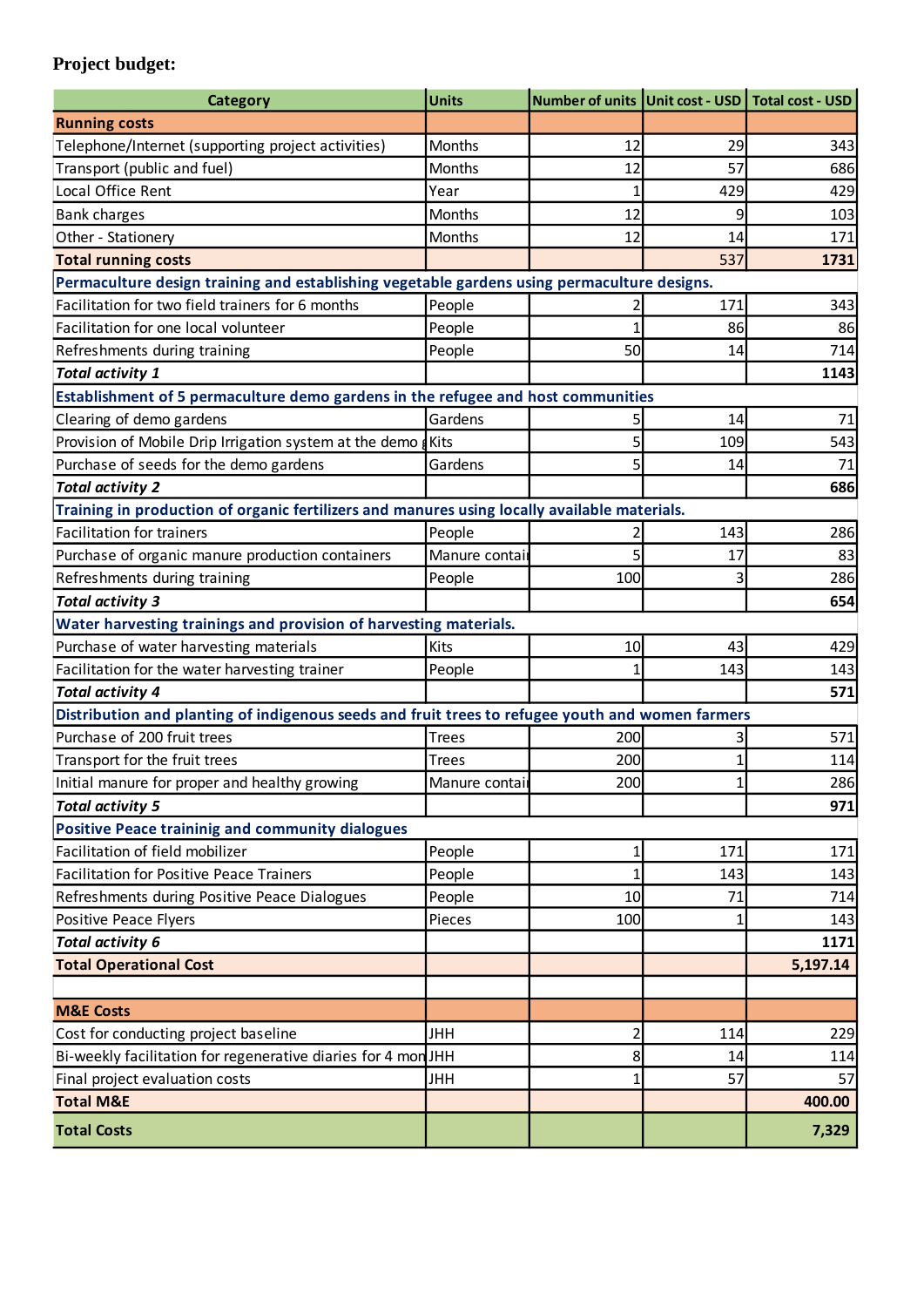**Project budget:**

| Category | Units | Number of units | Unit cost - USD | Total cost - USD |
|---|---|---|---|---|
| **Running costs** | | | | |
| Telephone/Internet (supporting project activities) | Months | 12 | 29 | 343 |
| Transport (public and fuel) | Months | 12 | 57 | 686 |
| Local Office Rent | Year | 1 | 429 | 429 |
| Bank charges | Months | 12 | 9 | 103 |
| Other - Stationery | Months | 12 | 14 | 171 |
| **Total running costs** | | | 537 | **1731** |
| **Permaculture design training and establishing vegetable gardens using permaculture designs.** | | | | |
| Facilitation for two field trainers for 6 months | People | 2 | 171 | 343 |
| Facilitation for one local volunteer | People | 1 | 86 | 86 |
| Refreshments during training | People | 50 | 14 | 714 |
| ***Total activity 1*** | | | | **1143** |
| **Establishment of 5 permaculture demo gardens in the refugee and host communities** | | | | |
| Clearing of demo gardens | Gardens | 5 | 14 | 71 |
| Provision of Mobile Drip Irrigation system at the demo g | Kits | 5 | 109 | 543 |
| Purchase of seeds for the demo gardens | Gardens | 5 | 14 | 71 |
| ***Total activity 2*** | | | | **686** |
| **Training in production of organic fertilizers and manures using locally available materials.** | | | | |
| Facilitation for trainers | People | 2 | 143 | 286 |
| Purchase of organic manure production containers | Manure contai | 5 | 17 | 83 |
| Refreshments during training | People | 100 | 3 | 286 |
| ***Total activity 3*** | | | | **654** |
| **Water harvesting trainings and provision of harvesting materials.** | | | | |
| Purchase of water harvesting materials | Kits | 10 | 43 | 429 |
| Facilitation for the water harvesting trainer | People | 1 | 143 | 143 |
| ***Total activity 4*** | | | | **571** |
| **Distribution and planting of indigenous seeds and fruit trees to refugee youth and women farmers** | | | | |
| Purchase of 200 fruit trees | Trees | 200 | 3 | 571 |
| Transport for the fruit trees | Trees | 200 | 1 | 114 |
| Initial manure for proper and healthy growing | Manure contai | 200 | 1 | 286 |
| ***Total activity 5*** | | | | **971** |
| **Positive Peace traininig and community dialogues** | | | | |
| Facilitation of field mobilizer | People | 1 | 171 | 171 |
| Facilitation for Positive Peace Trainers | People | 1 | 143 | 143 |
| Refreshments during Positive Peace Dialogues | People | 10 | 71 | 714 |
| Positive Peace Flyers | Pieces | 100 | 1 | 143 |
| ***Total activity 6*** | | | | **1171** |
| **Total Operational Cost** | | | | **5,197.14** |
| | | | | |
| **M&E Costs** | | | | |
| Cost for conducting project baseline | JHH | 2 | 114 | 229 |
| Bi-weekly facilitation for regenerative diaries for 4 mon | JHH | 8 | 14 | 114 |
| Final project evaluation costs | JHH | 1 | 57 | 57 |
| **Total M&E** | | | | **400.00** |
| **Total Costs** | | | | **7,329** |